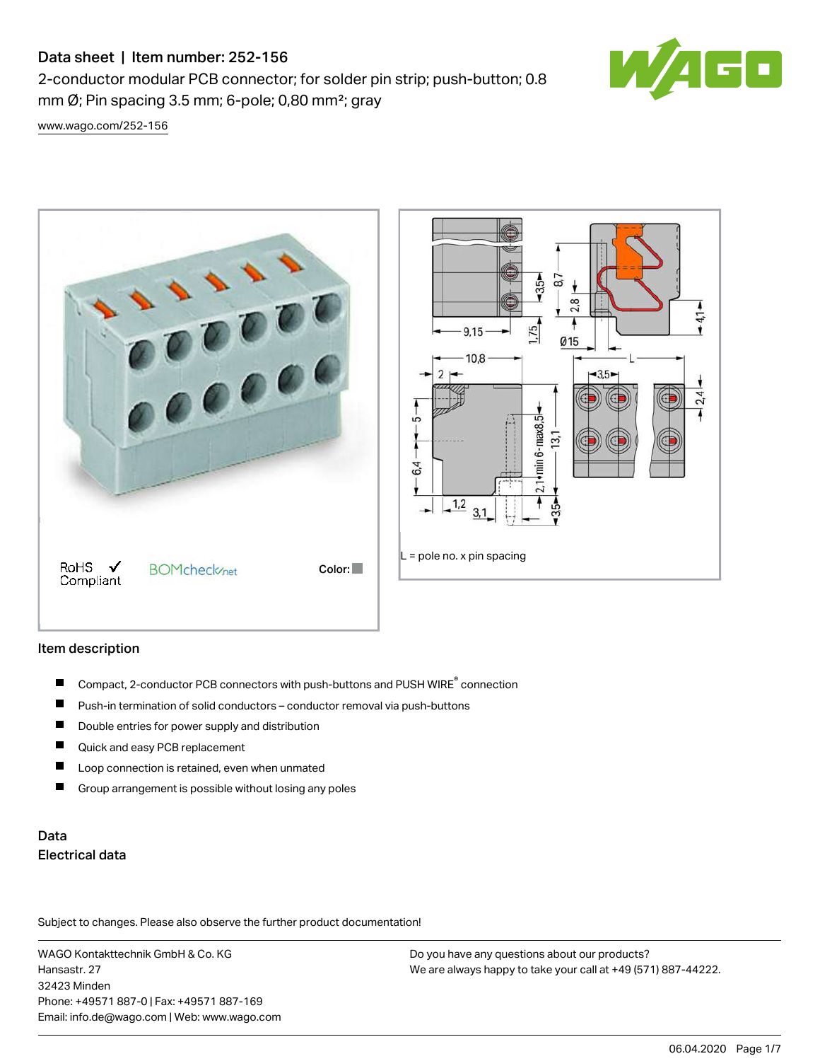# Data sheet | Item number: 252-156

2-conductor modular PCB connector; for solder pin strip; push-button; 0.8 mm Ø; Pin spacing 3.5 mm; 6-pole; 0,80 mm²; gray

www.wago.com/252-156

RoHS Compliant

Color:

L = pole no. x pin spacing

## Item description

- Compact, 2-conductor PCB connectors with push-buttons and PUSH WIRE® connection
- Push-in termination of solid conductors – conductor removal via push-buttons
- Double entries for power supply and distribution
- Quick and easy PCB replacement
- Loop connection is retained, even when unmated
- Group arrangement is possible without losing any poles

## Data

### Electrical data

Subject to changes. Please also observe the further product documentation!

WAGO Kontakttechnik GmbH & Co. KG
Hansastr. 27
32423 Minden
Phone: +49571 887-0 | Fax: +49571 887-169
Email: info.de@wago.com | Web: www.wago.com

Do you have any questions about our products?
We are always happy to take your call at +49 (571) 887-44222.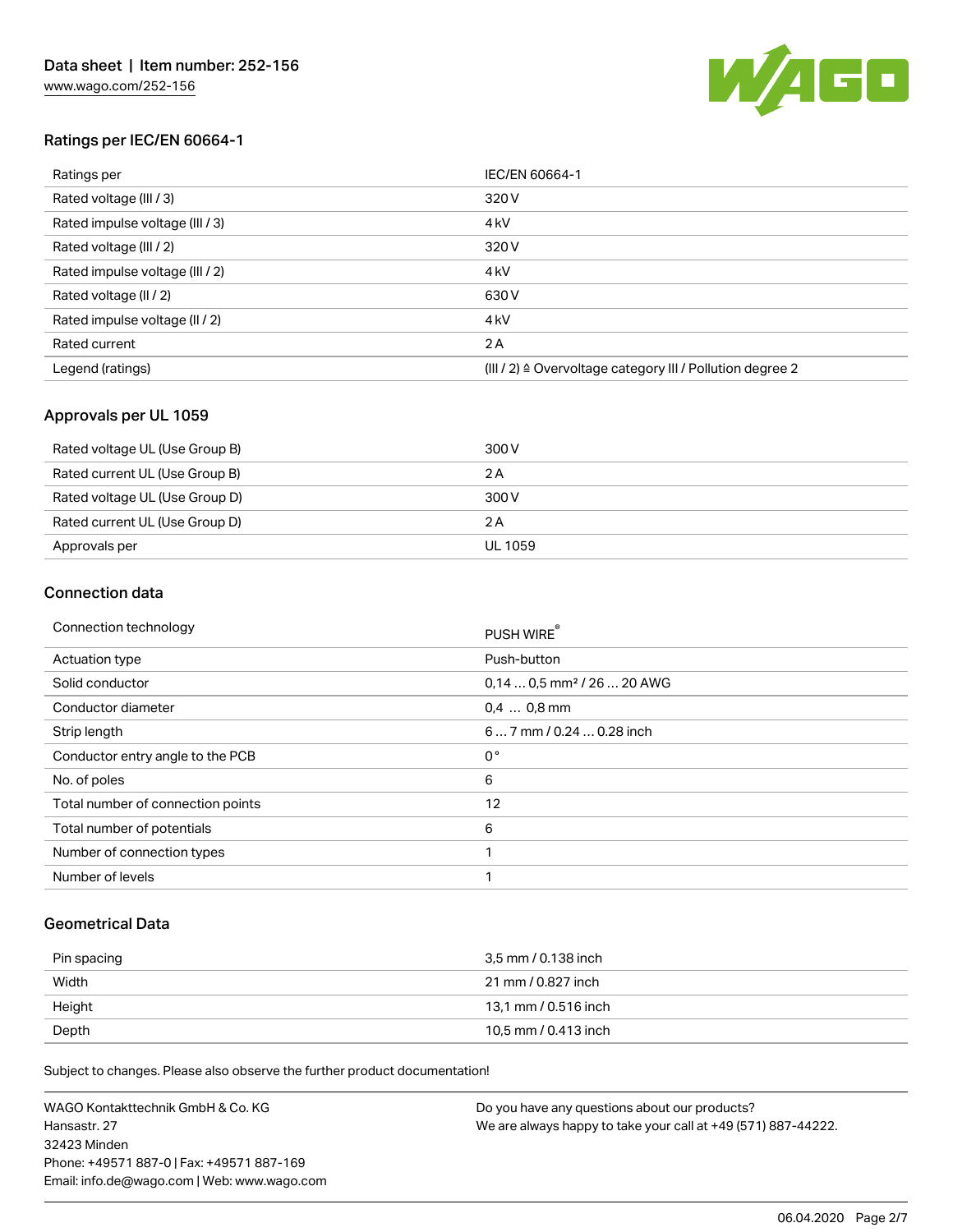## Ratings per IEC/EN 60664-1

| | |
|---|---|
| Ratings per | IEC/EN 60664-1 |
| Rated voltage (III / 3) | 320 V |
| Rated impulse voltage (III / 3) | 4 kV |
| Rated voltage (III / 2) | 320 V |
| Rated impulse voltage (III / 2) | 4 kV |
| Rated voltage (II / 2) | 630 V |
| Rated impulse voltage (II / 2) | 4 kV |
| Rated current | 2 A |
| Legend (ratings) | (III / 2) ≙ Overvoltage category III / Pollution degree 2 |

## Approvals per UL 1059

| | |
|---|---|
| Rated voltage UL (Use Group B) | 300 V |
| Rated current UL (Use Group B) | 2 A |
| Rated voltage UL (Use Group D) | 300 V |
| Rated current UL (Use Group D) | 2 A |
| Approvals per | UL 1059 |

## Connection data

| | |
|---|---|
| Connection technology | PUSH WIRE® |
| Actuation type | Push-button |
| Solid conductor | 0,14 … 0,5 mm² / 26 … 20 AWG |
| Conductor diameter | 0,4 … 0,8 mm |
| Strip length | 6 … 7 mm / 0.24 … 0.28 inch |
| Conductor entry angle to the PCB | 0 ° |
| No. of poles | 6 |
| Total number of connection points | 12 |
| Total number of potentials | 6 |
| Number of connection types | 1 |
| Number of levels | 1 |

## Geometrical Data

| | |
|---|---|
| Pin spacing | 3,5 mm / 0.138 inch |
| Width | 21 mm / 0.827 inch |
| Height | 13,1 mm / 0.516 inch |
| Depth | 10,5 mm / 0.413 inch |

Subject to changes. Please also observe the further product documentation!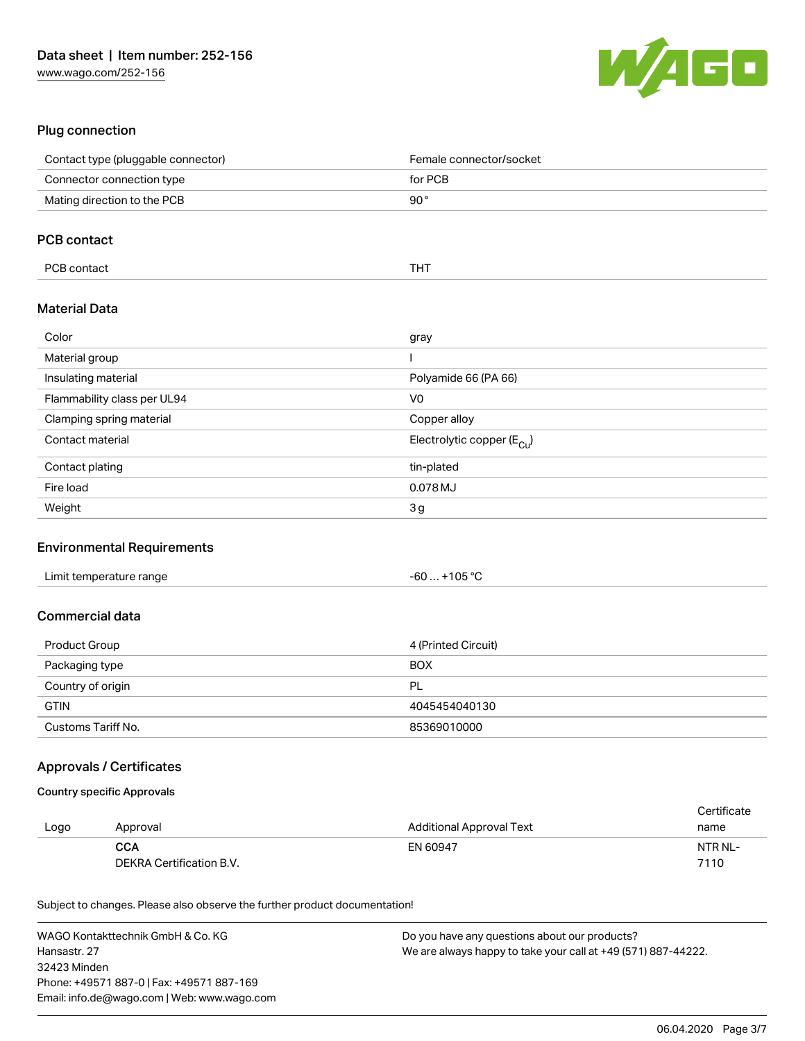## Plug connection

| | |
|---|---|
| Contact type (pluggable connector) | Female connector/socket |
| Connector connection type | for PCB |
| Mating direction to the PCB | 90 ° |

## PCB contact

| | |
|---|---|
| PCB contact | THT |

## Material Data

| | |
|---|---|
| Color | gray |
| Material group | I |
| Insulating material | Polyamide 66 (PA 66) |
| Flammability class per UL94 | V0 |
| Clamping spring material | Copper alloy |
| Contact material | Electrolytic copper ($E_{Cu}$) |
| Contact plating | tin-plated |
| Fire load | 0.078 MJ |
| Weight | 3 g |

## Environmental Requirements

| | |
|---|---|
| Limit temperature range | -60 … +105 °C |

## Commercial data

| | |
|---|---|
| Product Group | 4 (Printed Circuit) |
| Packaging type | BOX |
| Country of origin | PL |
| GTIN | 4045454040130 |
| Customs Tariff No. | 85369010000 |

## Approvals / Certificates

### Country specific Approvals

| Logo | Approval | Additional Approval Text | Certificate name |
|---|---|---|---|
| | **CCA** DEKRA Certification B.V. | EN 60947 | NTR NL-7110 |

Subject to changes. Please also observe the further product documentation!

WAGO Kontakttechnik GmbH & Co. KG
Hansastr. 27
32423 Minden
Phone: +49571 887-0 | Fax: +49571 887-169
Email: info.de@wago.com | Web: www.wago.com

Do you have any questions about our products?
We are always happy to take your call at +49 (571) 887-44222.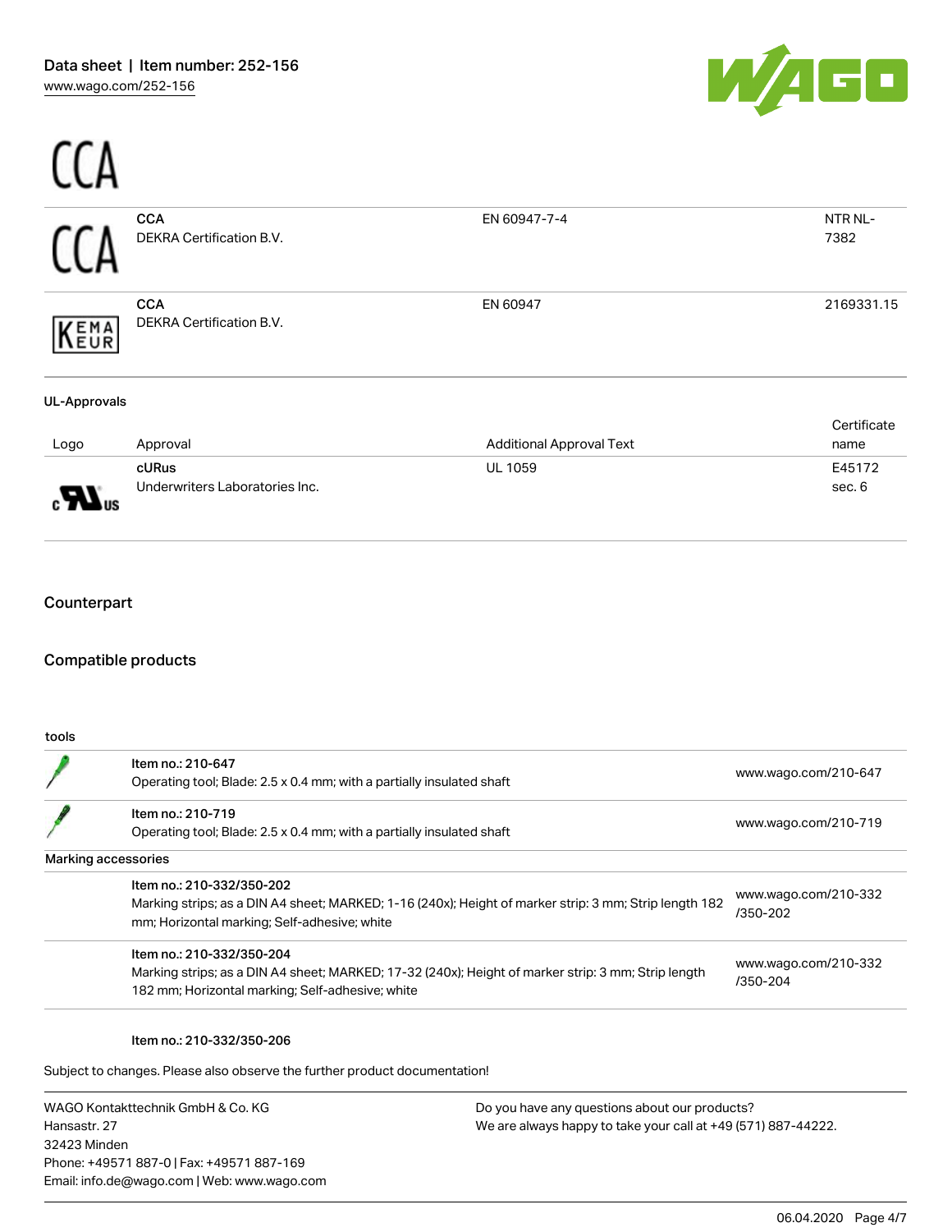| | | | |
|---|---|---|---|
| CCA | **CCA**<br>DEKRA Certification B.V. | EN 60947-7-4 | NTR NL-7382 |
| KEMA EUR | **CCA**<br>DEKRA Certification B.V. | EN 60947 | 2169331.15 |

**UL-Approvals**

| Logo | Approval | Additional Approval Text | Certificate name |
|---|---|---|---|
| | **cURus**<br>Underwriters Laboratories Inc. | UL 1059 | E45172 sec. 6 |

## Counterpart

## Compatible products

**tools**

| | | |
|---|---|---|
| | Item no.: 210-647<br>Operating tool; Blade: 2.5 x 0.4 mm; with a partially insulated shaft | www.wago.com/210-647 |
| | Item no.: 210-719<br>Operating tool; Blade: 2.5 x 0.4 mm; with a partially insulated shaft | www.wago.com/210-719 |

**Marking accessories**

| | | |
|---|---|---|
| | Item no.: 210-332/350-202<br>Marking strips; as a DIN A4 sheet; MARKED; 1-16 (240x); Height of marker strip: 3 mm; Strip length 182 mm; Horizontal marking; Self-adhesive; white | www.wago.com/210-332/350-202 |
| | Item no.: 210-332/350-204<br>Marking strips; as a DIN A4 sheet; MARKED; 17-32 (240x); Height of marker strip: 3 mm; Strip length 182 mm; Horizontal marking; Self-adhesive; white | www.wago.com/210-332/350-204 |

Item no.: 210-332/350-206

Subject to changes. Please also observe the further product documentation!

WAGO Kontakttechnik GmbH & Co. KG
Hansastr. 27
32423 Minden
Phone: +49571 887-0 | Fax: +49571 887-169
Email: info.de@wago.com | Web: www.wago.com

Do you have any questions about our products?
We are always happy to take your call at +49 (571) 887-44222.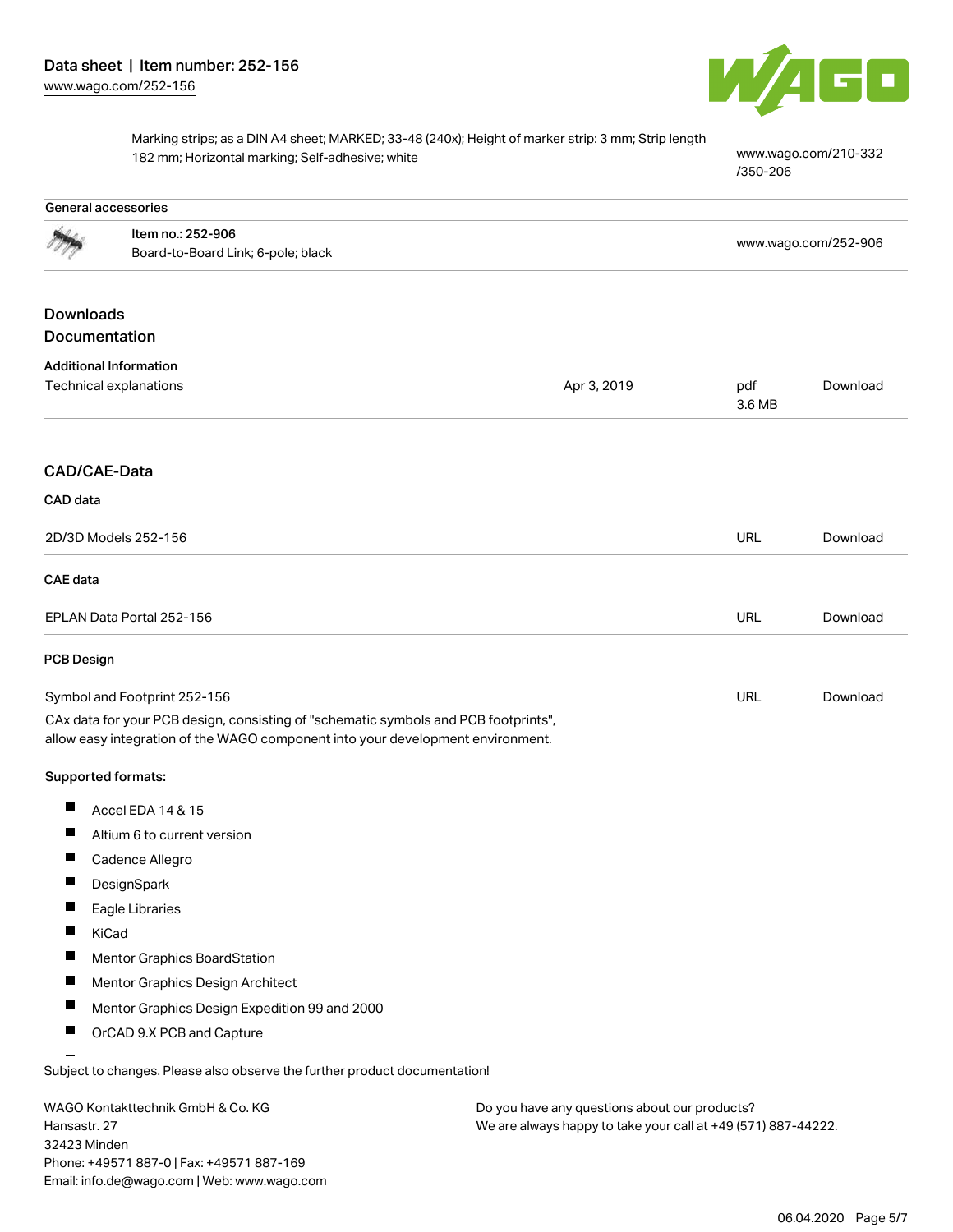| | | |
|---|---|---|
| | Marking strips; as a DIN A4 sheet; MARKED; 33-48 (240x); Height of marker strip: 3 mm; Strip length 182 mm; Horizontal marking; Self-adhesive; white | www.wago.com/210-332/350-206 |

**General accessories**

| | | |
|---|---|---|
| | **Item no.: 252-906**<br>Board-to-Board Link; 6-pole; black | www.wago.com/252-906 |

## Downloads
## Documentation

**Additional Information**

| | | | |
|---|---|---|---|
| Technical explanations | Apr 3, 2019 | pdf<br>3.6 MB | Download |

## CAD/CAE-Data

**CAD data**

| | | |
|---|---|---|
| 2D/3D Models 252-156 | URL | Download |

**CAE data**

| | | |
|---|---|---|
| EPLAN Data Portal 252-156 | URL | Download |

**PCB Design**

| | | |
|---|---|---|
| Symbol and Footprint 252-156 | URL | Download |

CAx data for your PCB design, consisting of "schematic symbols and PCB footprints", allow easy integration of the WAGO component into your development environment.

**Supported formats:**

- Accel EDA 14 & 15
- Altium 6 to current version
- Cadence Allegro
- DesignSpark
- Eagle Libraries
- KiCad
- Mentor Graphics BoardStation
- Mentor Graphics Design Architect
- Mentor Graphics Design Expedition 99 and 2000
- OrCAD 9.X PCB and Capture

Subject to changes. Please also observe the further product documentation!

WAGO Kontakttechnik GmbH & Co. KG
Hansastr. 27
32423 Minden
Phone: +49571 887-0 | Fax: +49571 887-169
Email: info.de@wago.com | Web: www.wago.com

Do you have any questions about our products?
We are always happy to take your call at +49 (571) 887-44222.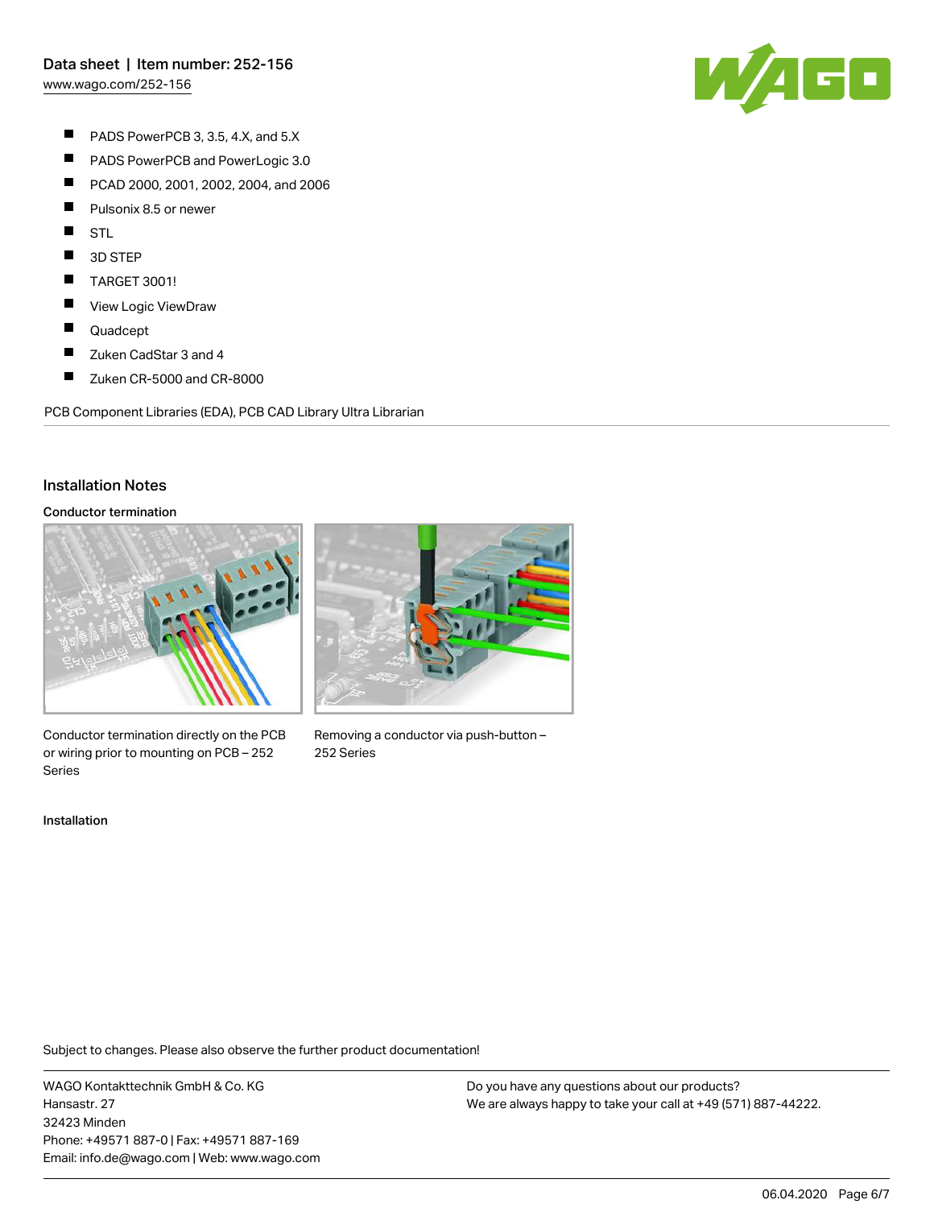- PADS PowerPCB 3, 3.5, 4.X, and 5.X
- PADS PowerPCB and PowerLogic 3.0
- PCAD 2000, 2001, 2002, 2004, and 2006
- Pulsonix 8.5 or newer
- STL
- 3D STEP
- TARGET 3001!
- View Logic ViewDraw
- Quadcept
- Zuken CadStar 3 and 4
- Zuken CR-5000 and CR-8000

PCB Component Libraries (EDA), PCB CAD Library Ultra Librarian

## Installation Notes

### Conductor termination

Conductor termination directly on the PCB or wiring prior to mounting on PCB – 252 Series

Removing a conductor via push-button – 252 Series

### Installation

Subject to changes. Please also observe the further product documentation!

WAGO Kontakttechnik GmbH & Co. KG
Hansastr. 27
32423 Minden
Phone: +49571 887-0 | Fax: +49571 887-169
Email: info.de@wago.com | Web: www.wago.com

Do you have any questions about our products?
We are always happy to take your call at +49 (571) 887-44222.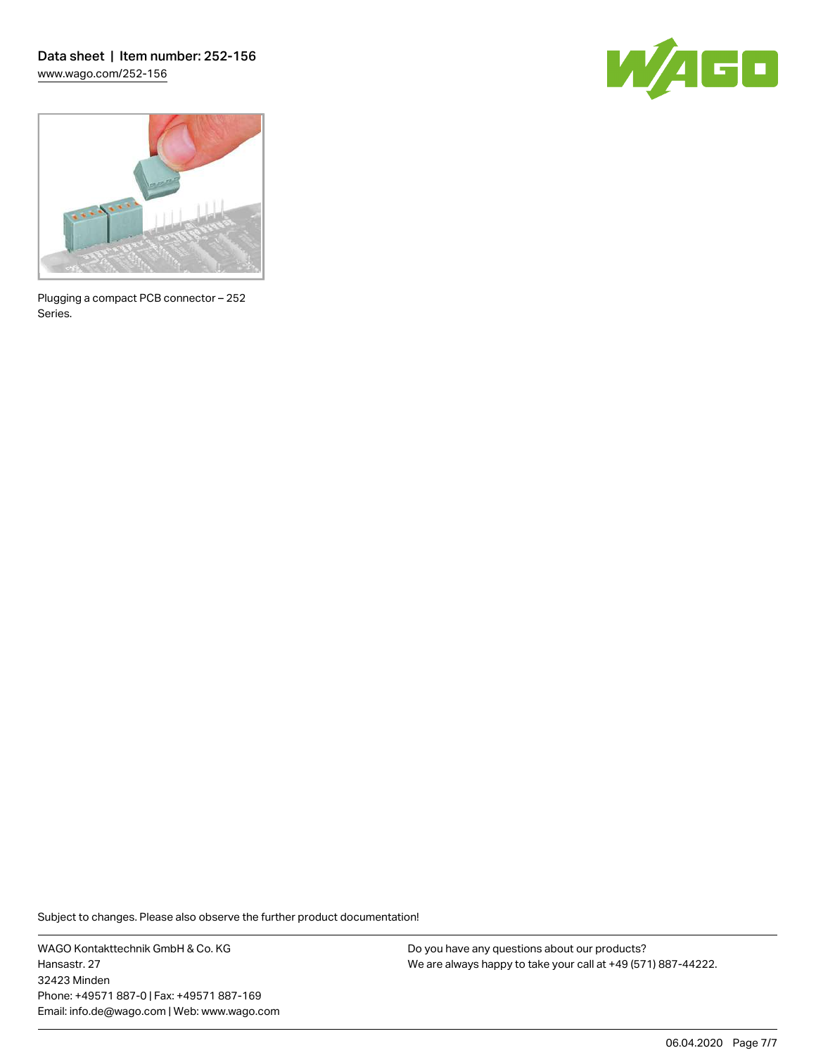Plugging a compact PCB connector – 252 Series.

Subject to changes. Please also observe the further product documentation!

WAGO Kontakttechnik GmbH & Co. KG
Hansastr. 27
32423 Minden
Phone: +49571 887-0 | Fax: +49571 887-169
Email: info.de@wago.com | Web: www.wago.com

Do you have any questions about our products?
We are always happy to take your call at +49 (571) 887-44222.